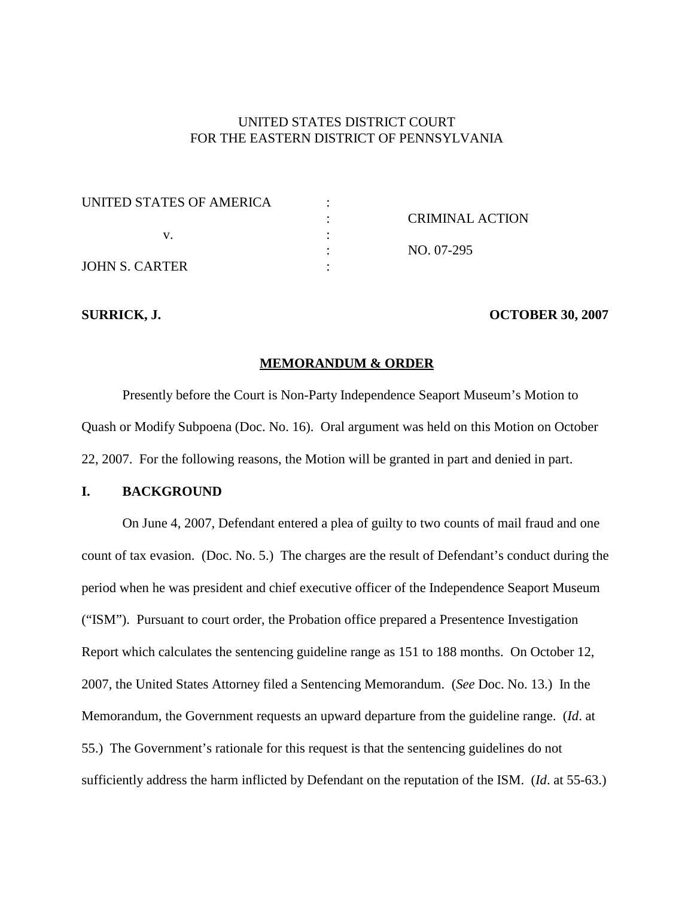UNITED STATES DISTRICT COURT
FOR THE EASTERN DISTRICT OF PENNSYLVANIA

| | | |
|---|---|---|
| UNITED STATES OF AMERICA | : | |
| | : | CRIMINAL ACTION |
| v. | : | |
| | : | NO. 07-295 |
| JOHN S. CARTER | : | |

**SURRICK, J.** **OCTOBER 30, 2007**

## MEMORANDUM & ORDER

Presently before the Court is Non-Party Independence Seaport Museum's Motion to Quash or Modify Subpoena (Doc. No. 16). Oral argument was held on this Motion on October 22, 2007. For the following reasons, the Motion will be granted in part and denied in part.

### I. BACKGROUND

On June 4, 2007, Defendant entered a plea of guilty to two counts of mail fraud and one count of tax evasion. (Doc. No. 5.) The charges are the result of Defendant's conduct during the period when he was president and chief executive officer of the Independence Seaport Museum ("ISM"). Pursuant to court order, the Probation office prepared a Presentence Investigation Report which calculates the sentencing guideline range as 151 to 188 months. On October 12, 2007, the United States Attorney filed a Sentencing Memorandum. (*See* Doc. No. 13.) In the Memorandum, the Government requests an upward departure from the guideline range. (*Id*. at 55.) The Government's rationale for this request is that the sentencing guidelines do not sufficiently address the harm inflicted by Defendant on the reputation of the ISM. (*Id*. at 55-63.)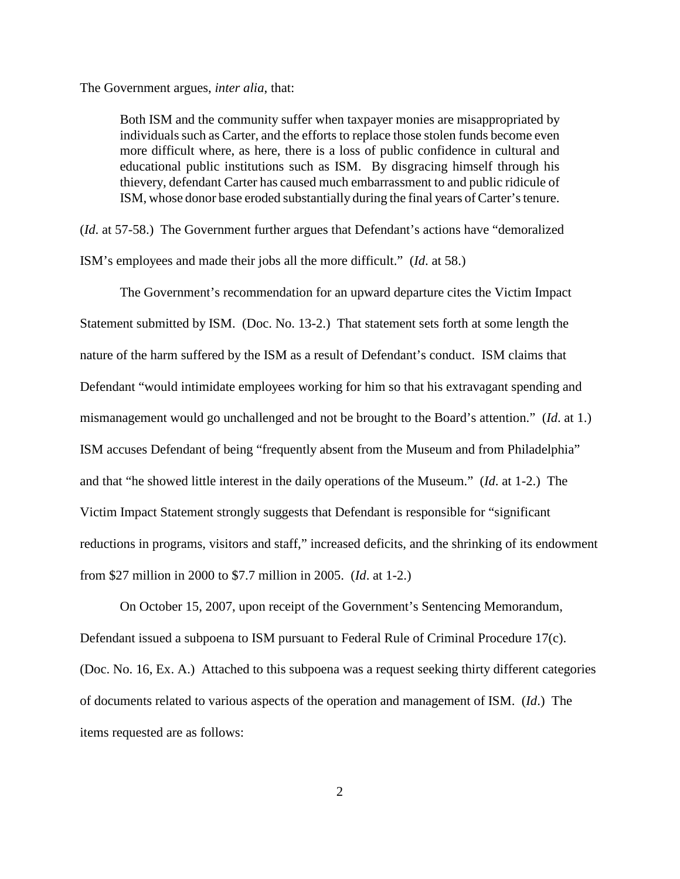The Government argues, *inter alia*, that:

> Both ISM and the community suffer when taxpayer monies are misappropriated by individuals such as Carter, and the efforts to replace those stolen funds become even more difficult where, as here, there is a loss of public confidence in cultural and educational public institutions such as ISM. By disgracing himself through his thievery, defendant Carter has caused much embarrassment to and public ridicule of ISM, whose donor base eroded substantially during the final years of Carter's tenure.

(*Id*. at 57-58.) The Government further argues that Defendant's actions have "demoralized ISM's employees and made their jobs all the more difficult." (*Id*. at 58.)

The Government's recommendation for an upward departure cites the Victim Impact Statement submitted by ISM. (Doc. No. 13-2.) That statement sets forth at some length the nature of the harm suffered by the ISM as a result of Defendant's conduct. ISM claims that Defendant "would intimidate employees working for him so that his extravagant spending and mismanagement would go unchallenged and not be brought to the Board's attention." (*Id*. at 1.) ISM accuses Defendant of being "frequently absent from the Museum and from Philadelphia" and that "he showed little interest in the daily operations of the Museum." (*Id*. at 1-2.) The Victim Impact Statement strongly suggests that Defendant is responsible for "significant reductions in programs, visitors and staff," increased deficits, and the shrinking of its endowment from $27 million in 2000 to $7.7 million in 2005. (*Id*. at 1-2.)

On October 15, 2007, upon receipt of the Government's Sentencing Memorandum, Defendant issued a subpoena to ISM pursuant to Federal Rule of Criminal Procedure 17(c). (Doc. No. 16, Ex. A.) Attached to this subpoena was a request seeking thirty different categories of documents related to various aspects of the operation and management of ISM. (*Id*.) The items requested are as follows: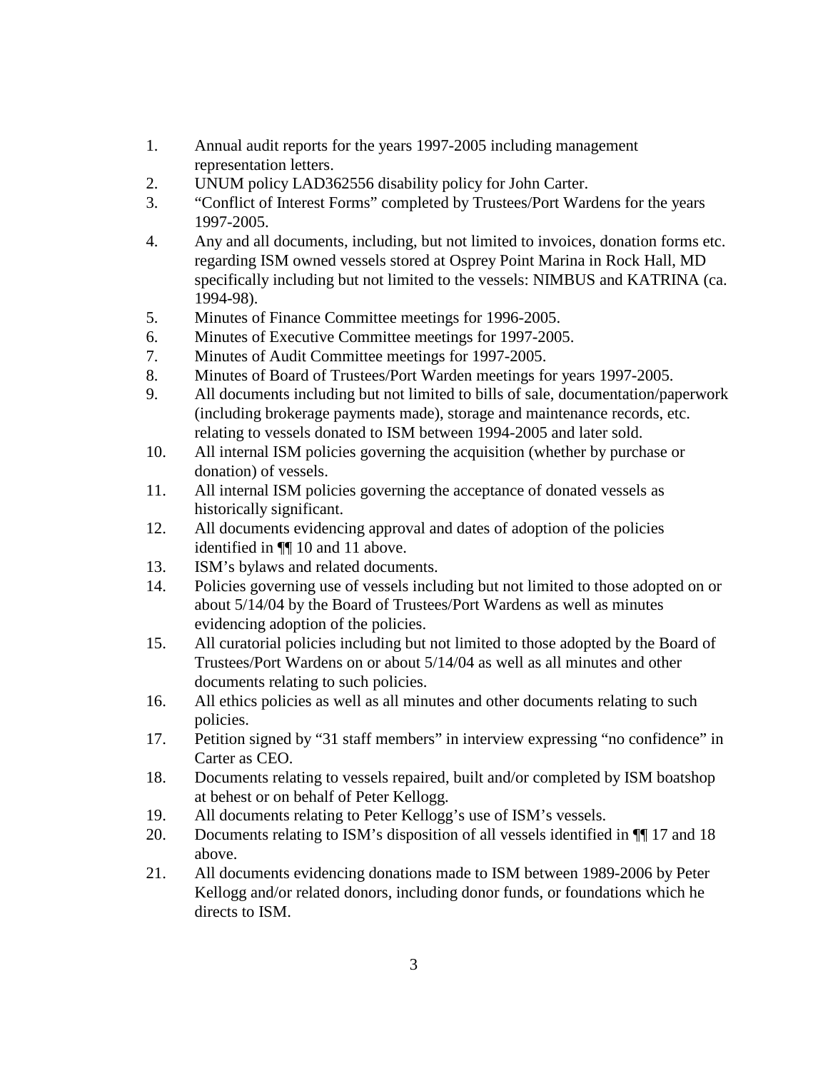1. Annual audit reports for the years 1997-2005 including management representation letters.
2. UNUM policy LAD362556 disability policy for John Carter.
3. "Conflict of Interest Forms" completed by Trustees/Port Wardens for the years 1997-2005.
4. Any and all documents, including, but not limited to invoices, donation forms etc. regarding ISM owned vessels stored at Osprey Point Marina in Rock Hall, MD specifically including but not limited to the vessels: NIMBUS and KATRINA (ca. 1994-98).
5. Minutes of Finance Committee meetings for 1996-2005.
6. Minutes of Executive Committee meetings for 1997-2005.
7. Minutes of Audit Committee meetings for 1997-2005.
8. Minutes of Board of Trustees/Port Warden meetings for years 1997-2005.
9. All documents including but not limited to bills of sale, documentation/paperwork (including brokerage payments made), storage and maintenance records, etc. relating to vessels donated to ISM between 1994-2005 and later sold.
10. All internal ISM policies governing the acquisition (whether by purchase or donation) of vessels.
11. All internal ISM policies governing the acceptance of donated vessels as historically significant.
12. All documents evidencing approval and dates of adoption of the policies identified in ¶¶ 10 and 11 above.
13. ISM's bylaws and related documents.
14. Policies governing use of vessels including but not limited to those adopted on or about 5/14/04 by the Board of Trustees/Port Wardens as well as minutes evidencing adoption of the policies.
15. All curatorial policies including but not limited to those adopted by the Board of Trustees/Port Wardens on or about 5/14/04 as well as all minutes and other documents relating to such policies.
16. All ethics policies as well as all minutes and other documents relating to such policies.
17. Petition signed by "31 staff members" in interview expressing "no confidence" in Carter as CEO.
18. Documents relating to vessels repaired, built and/or completed by ISM boatshop at behest or on behalf of Peter Kellogg.
19. All documents relating to Peter Kellogg's use of ISM's vessels.
20. Documents relating to ISM's disposition of all vessels identified in ¶¶ 17 and 18 above.
21. All documents evidencing donations made to ISM between 1989-2006 by Peter Kellogg and/or related donors, including donor funds, or foundations which he directs to ISM.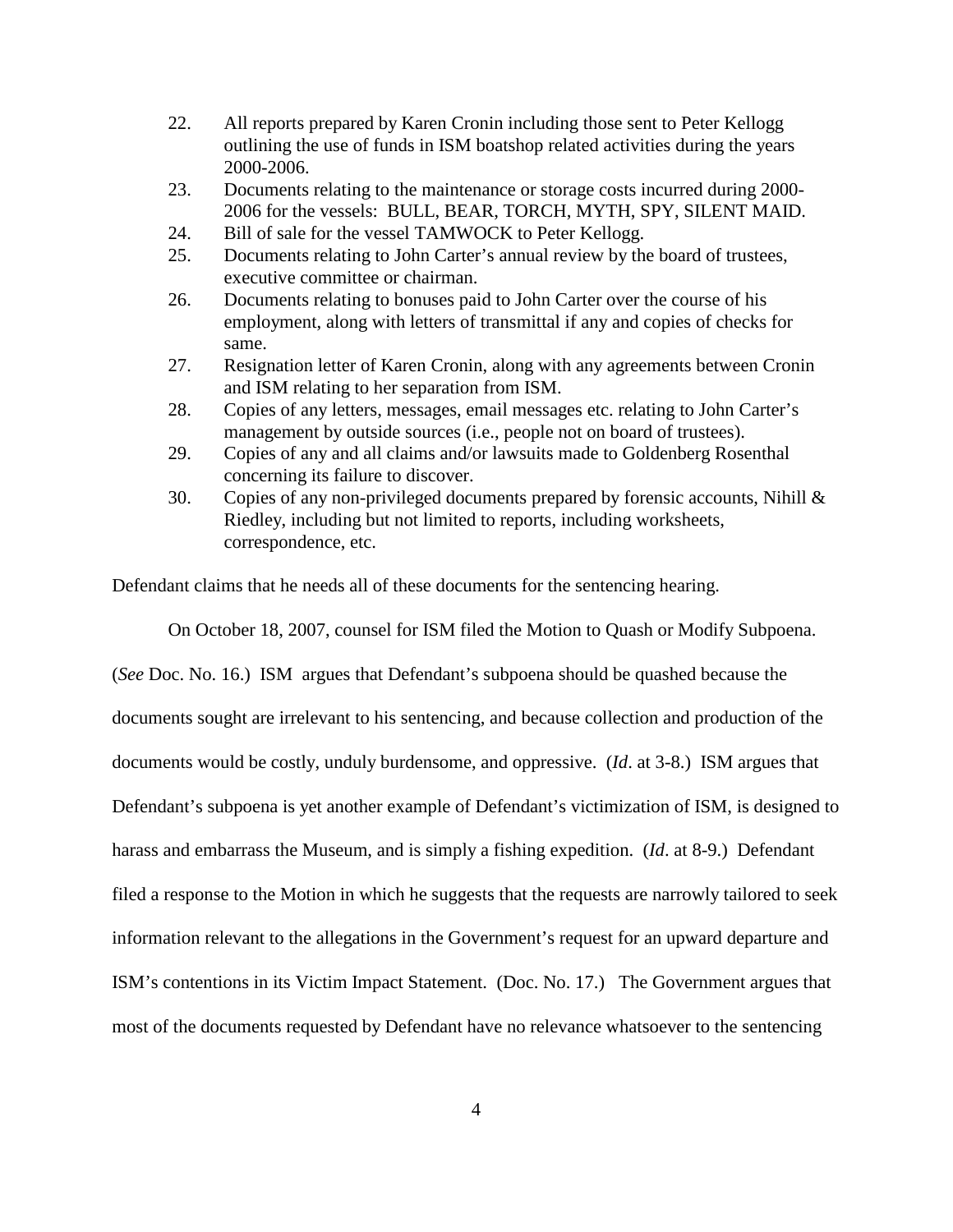22. All reports prepared by Karen Cronin including those sent to Peter Kellogg outlining the use of funds in ISM boatshop related activities during the years 2000-2006.
23. Documents relating to the maintenance or storage costs incurred during 2000-2006 for the vessels: BULL, BEAR, TORCH, MYTH, SPY, SILENT MAID.
24. Bill of sale for the vessel TAMWOCK to Peter Kellogg.
25. Documents relating to John Carter's annual review by the board of trustees, executive committee or chairman.
26. Documents relating to bonuses paid to John Carter over the course of his employment, along with letters of transmittal if any and copies of checks for same.
27. Resignation letter of Karen Cronin, along with any agreements between Cronin and ISM relating to her separation from ISM.
28. Copies of any letters, messages, email messages etc. relating to John Carter's management by outside sources (i.e., people not on board of trustees).
29. Copies of any and all claims and/or lawsuits made to Goldenberg Rosenthal concerning its failure to discover.
30. Copies of any non-privileged documents prepared by forensic accounts, Nihill & Riedley, including but not limited to reports, including worksheets, correspondence, etc.

Defendant claims that he needs all of these documents for the sentencing hearing.

On October 18, 2007, counsel for ISM filed the Motion to Quash or Modify Subpoena. (*See* Doc. No. 16.) ISM argues that Defendant's subpoena should be quashed because the documents sought are irrelevant to his sentencing, and because collection and production of the documents would be costly, unduly burdensome, and oppressive. (*Id*. at 3-8.) ISM argues that Defendant's subpoena is yet another example of Defendant's victimization of ISM, is designed to harass and embarrass the Museum, and is simply a fishing expedition. (*Id*. at 8-9.) Defendant filed a response to the Motion in which he suggests that the requests are narrowly tailored to seek information relevant to the allegations in the Government's request for an upward departure and ISM's contentions in its Victim Impact Statement. (Doc. No. 17.) The Government argues that most of the documents requested by Defendant have no relevance whatsoever to the sentencing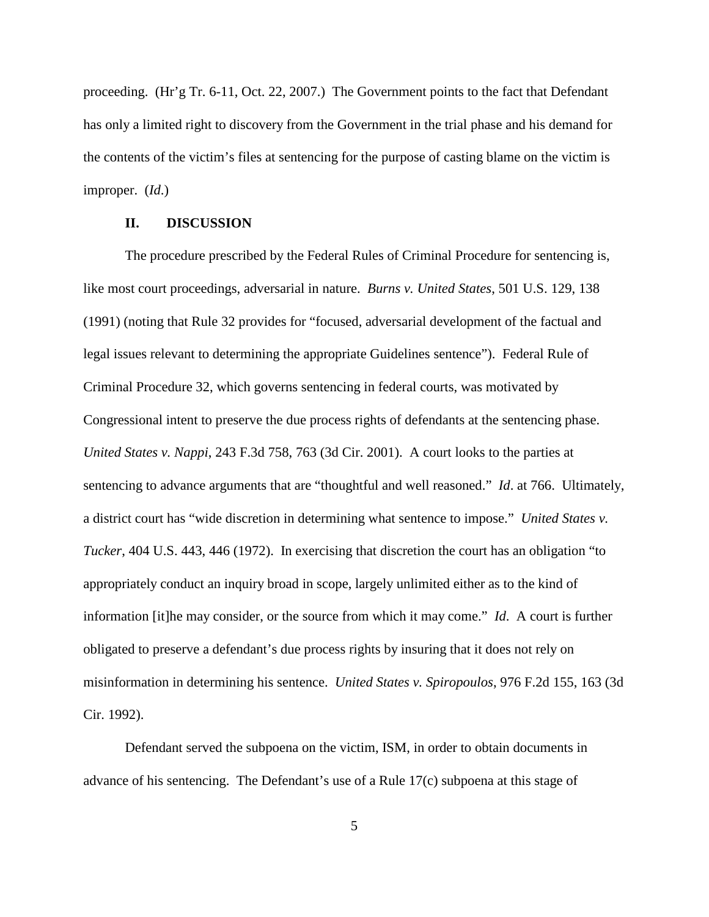proceeding. (Hr'g Tr. 6-11, Oct. 22, 2007.) The Government points to the fact that Defendant has only a limited right to discovery from the Government in the trial phase and his demand for the contents of the victim's files at sentencing for the purpose of casting blame on the victim is improper. (*Id*.)

## II. DISCUSSION

The procedure prescribed by the Federal Rules of Criminal Procedure for sentencing is, like most court proceedings, adversarial in nature. *Burns v. United States*, 501 U.S. 129, 138 (1991) (noting that Rule 32 provides for "focused, adversarial development of the factual and legal issues relevant to determining the appropriate Guidelines sentence"). Federal Rule of Criminal Procedure 32, which governs sentencing in federal courts, was motivated by Congressional intent to preserve the due process rights of defendants at the sentencing phase. *United States v. Nappi*, 243 F.3d 758, 763 (3d Cir. 2001). A court looks to the parties at sentencing to advance arguments that are "thoughtful and well reasoned." *Id*. at 766. Ultimately, a district court has "wide discretion in determining what sentence to impose." *United States v. Tucker*, 404 U.S. 443, 446 (1972). In exercising that discretion the court has an obligation "to appropriately conduct an inquiry broad in scope, largely unlimited either as to the kind of information [it]he may consider, or the source from which it may come." *Id.* A court is further obligated to preserve a defendant's due process rights by insuring that it does not rely on misinformation in determining his sentence. *United States v. Spiropoulos*, 976 F.2d 155, 163 (3d Cir. 1992).

Defendant served the subpoena on the victim, ISM, in order to obtain documents in advance of his sentencing. The Defendant's use of a Rule 17(c) subpoena at this stage of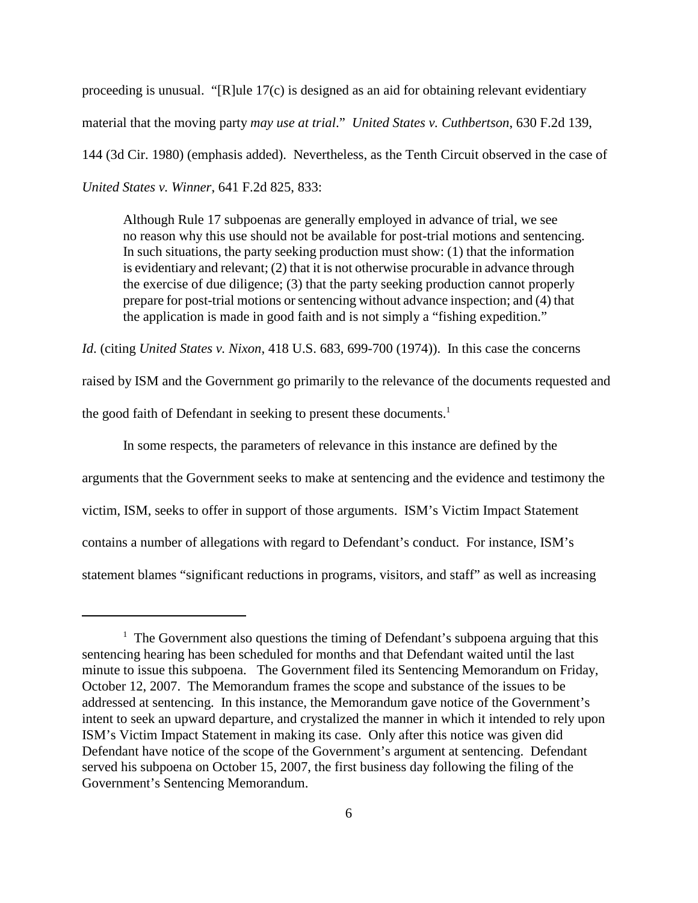proceeding is unusual. "[R]ule 17(c) is designed as an aid for obtaining relevant evidentiary material that the moving party *may use at trial*." *United States v. Cuthbertson*, 630 F.2d 139, 144 (3d Cir. 1980) (emphasis added). Nevertheless, as the Tenth Circuit observed in the case of *United States v. Winner*, 641 F.2d 825, 833:

> Although Rule 17 subpoenas are generally employed in advance of trial, we see no reason why this use should not be available for post-trial motions and sentencing. In such situations, the party seeking production must show: (1) that the information is evidentiary and relevant; (2) that it is not otherwise procurable in advance through the exercise of due diligence; (3) that the party seeking production cannot properly prepare for post-trial motions or sentencing without advance inspection; and (4) that the application is made in good faith and is not simply a "fishing expedition."

*Id.* (citing *United States v. Nixon*, 418 U.S. 683, 699-700 (1974)). In this case the concerns raised by ISM and the Government go primarily to the relevance of the documents requested and the good faith of Defendant in seeking to present these documents.[1]

In some respects, the parameters of relevance in this instance are defined by the arguments that the Government seeks to make at sentencing and the evidence and testimony the victim, ISM, seeks to offer in support of those arguments. ISM's Victim Impact Statement contains a number of allegations with regard to Defendant's conduct. For instance, ISM's statement blames "significant reductions in programs, visitors, and staff" as well as increasing

---

[1] The Government also questions the timing of Defendant's subpoena arguing that this sentencing hearing has been scheduled for months and that Defendant waited until the last minute to issue this subpoena. The Government filed its Sentencing Memorandum on Friday, October 12, 2007. The Memorandum frames the scope and substance of the issues to be addressed at sentencing. In this instance, the Memorandum gave notice of the Government's intent to seek an upward departure, and crystalized the manner in which it intended to rely upon ISM's Victim Impact Statement in making its case. Only after this notice was given did Defendant have notice of the scope of the Government's argument at sentencing. Defendant served his subpoena on October 15, 2007, the first business day following the filing of the Government's Sentencing Memorandum.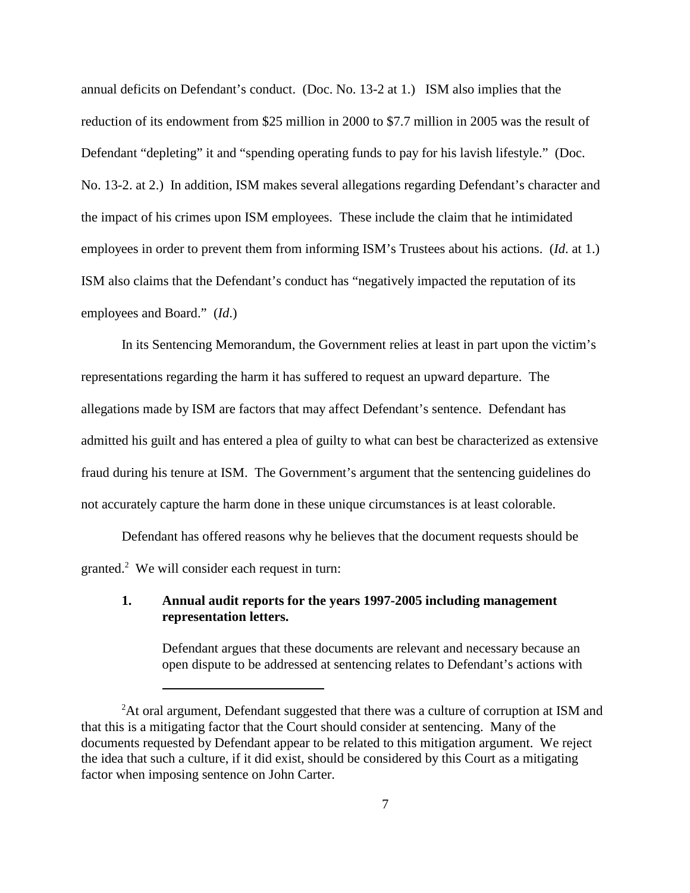annual deficits on Defendant's conduct. (Doc. No. 13-2 at 1.) ISM also implies that the reduction of its endowment from $25 million in 2000 to $7.7 million in 2005 was the result of Defendant "depleting" it and "spending operating funds to pay for his lavish lifestyle." (Doc. No. 13-2. at 2.) In addition, ISM makes several allegations regarding Defendant's character and the impact of his crimes upon ISM employees. These include the claim that he intimidated employees in order to prevent them from informing ISM's Trustees about his actions. (*Id*. at 1.) ISM also claims that the Defendant's conduct has "negatively impacted the reputation of its employees and Board." (*Id*.)

In its Sentencing Memorandum, the Government relies at least in part upon the victim's representations regarding the harm it has suffered to request an upward departure. The allegations made by ISM are factors that may affect Defendant's sentence. Defendant has admitted his guilt and has entered a plea of guilty to what can best be characterized as extensive fraud during his tenure at ISM. The Government's argument that the sentencing guidelines do not accurately capture the harm done in these unique circumstances is at least colorable.

Defendant has offered reasons why he believes that the document requests should be granted.[2] We will consider each request in turn:

**1. Annual audit reports for the years 1997-2005 including management representation letters.**

> Defendant argues that these documents are relevant and necessary because an open dispute to be addressed at sentencing relates to Defendant's actions with

[2] At oral argument, Defendant suggested that there was a culture of corruption at ISM and that this is a mitigating factor that the Court should consider at sentencing. Many of the documents requested by Defendant appear to be related to this mitigation argument. We reject the idea that such a culture, if it did exist, should be considered by this Court as a mitigating factor when imposing sentence on John Carter.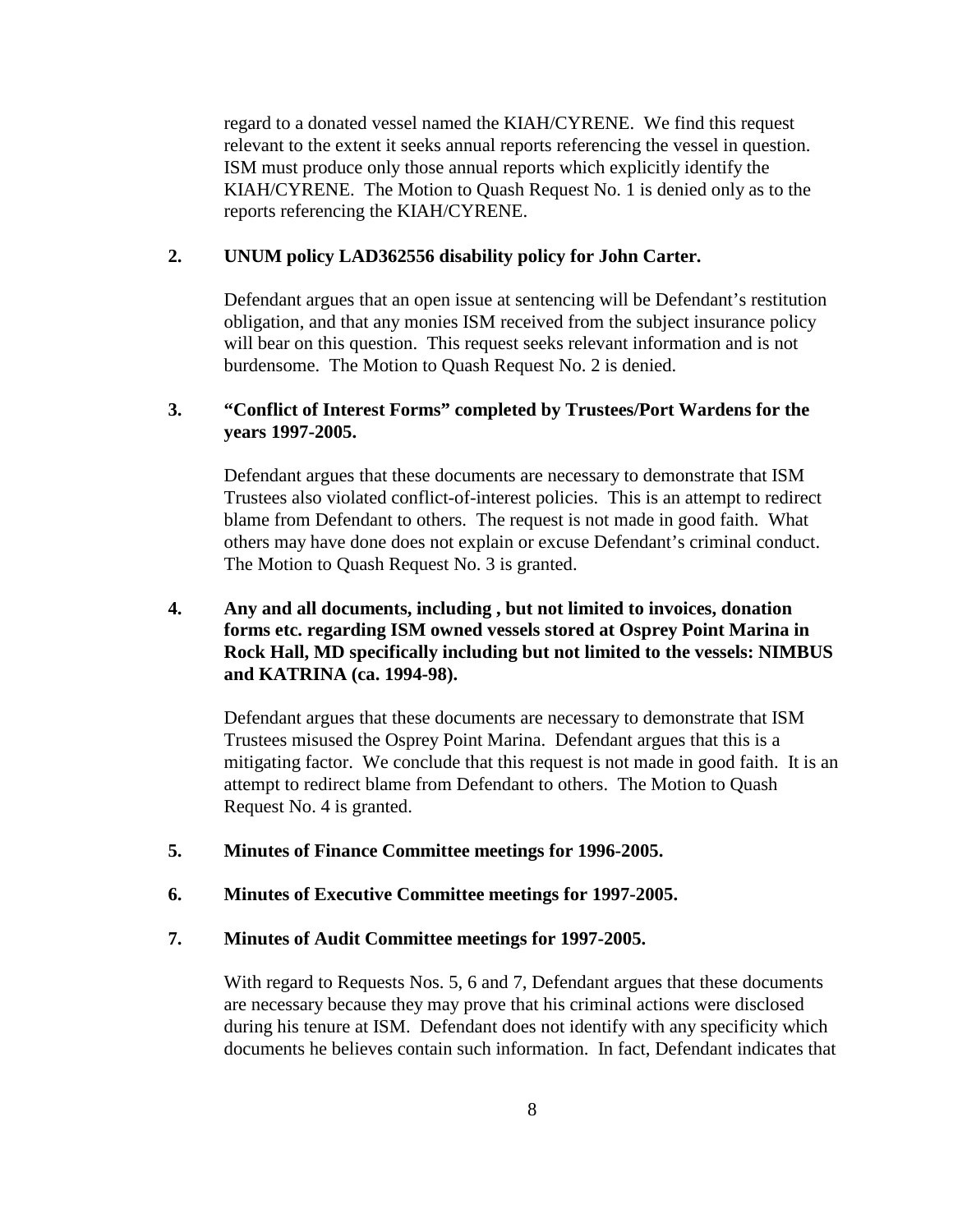regard to a donated vessel named the KIAH/CYRENE. We find this request relevant to the extent it seeks annual reports referencing the vessel in question. ISM must produce only those annual reports which explicitly identify the KIAH/CYRENE. The Motion to Quash Request No. 1 is denied only as to the reports referencing the KIAH/CYRENE.

**2. UNUM policy LAD362556 disability policy for John Carter.**

Defendant argues that an open issue at sentencing will be Defendant's restitution obligation, and that any monies ISM received from the subject insurance policy will bear on this question. This request seeks relevant information and is not burdensome. The Motion to Quash Request No. 2 is denied.

**3. "Conflict of Interest Forms" completed by Trustees/Port Wardens for the years 1997-2005.**

Defendant argues that these documents are necessary to demonstrate that ISM Trustees also violated conflict-of-interest policies. This is an attempt to redirect blame from Defendant to others. The request is not made in good faith. What others may have done does not explain or excuse Defendant's criminal conduct. The Motion to Quash Request No. 3 is granted.

**4. Any and all documents, including , but not limited to invoices, donation forms etc. regarding ISM owned vessels stored at Osprey Point Marina in Rock Hall, MD specifically including but not limited to the vessels: NIMBUS and KATRINA (ca. 1994-98).**

Defendant argues that these documents are necessary to demonstrate that ISM Trustees misused the Osprey Point Marina. Defendant argues that this is a mitigating factor. We conclude that this request is not made in good faith. It is an attempt to redirect blame from Defendant to others. The Motion to Quash Request No. 4 is granted.

**5. Minutes of Finance Committee meetings for 1996-2005.**

**6. Minutes of Executive Committee meetings for 1997-2005.**

**7. Minutes of Audit Committee meetings for 1997-2005.**

With regard to Requests Nos. 5, 6 and 7, Defendant argues that these documents are necessary because they may prove that his criminal actions were disclosed during his tenure at ISM. Defendant does not identify with any specificity which documents he believes contain such information. In fact, Defendant indicates that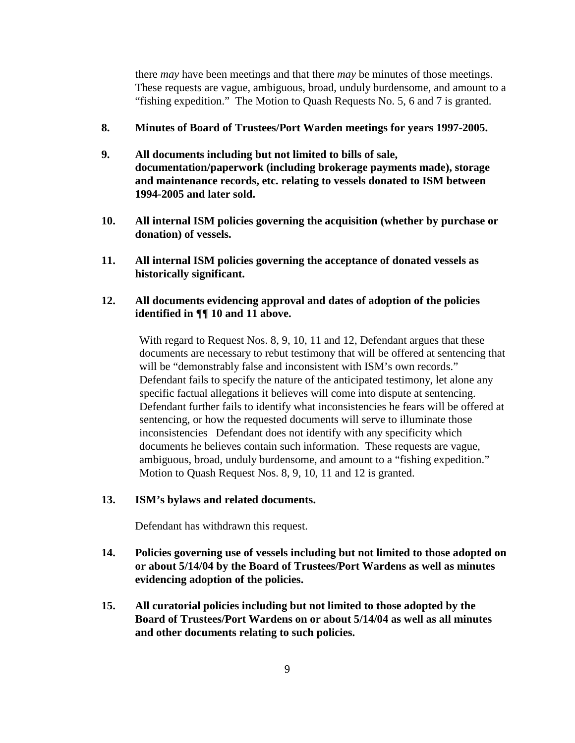there *may* have been meetings and that there *may* be minutes of those meetings. These requests are vague, ambiguous, broad, unduly burdensome, and amount to a "fishing expedition." The Motion to Quash Requests No. 5, 6 and 7 is granted.

**8. Minutes of Board of Trustees/Port Warden meetings for years 1997-2005.**

**9. All documents including but not limited to bills of sale, documentation/paperwork (including brokerage payments made), storage and maintenance records, etc. relating to vessels donated to ISM between 1994-2005 and later sold.**

**10. All internal ISM policies governing the acquisition (whether by purchase or donation) of vessels.**

**11. All internal ISM policies governing the acceptance of donated vessels as historically significant.**

**12. All documents evidencing approval and dates of adoption of the policies identified in ¶¶ 10 and 11 above.**

With regard to Request Nos. 8, 9, 10, 11 and 12, Defendant argues that these documents are necessary to rebut testimony that will be offered at sentencing that will be "demonstrably false and inconsistent with ISM's own records." Defendant fails to specify the nature of the anticipated testimony, let alone any specific factual allegations it believes will come into dispute at sentencing. Defendant further fails to identify what inconsistencies he fears will be offered at sentencing, or how the requested documents will serve to illuminate those inconsistencies Defendant does not identify with any specificity which documents he believes contain such information. These requests are vague, ambiguous, broad, unduly burdensome, and amount to a "fishing expedition." Motion to Quash Request Nos. 8, 9, 10, 11 and 12 is granted.

**13. ISM's bylaws and related documents.**

Defendant has withdrawn this request.

**14. Policies governing use of vessels including but not limited to those adopted on or about 5/14/04 by the Board of Trustees/Port Wardens as well as minutes evidencing adoption of the policies.**

**15. All curatorial policies including but not limited to those adopted by the Board of Trustees/Port Wardens on or about 5/14/04 as well as all minutes and other documents relating to such policies.**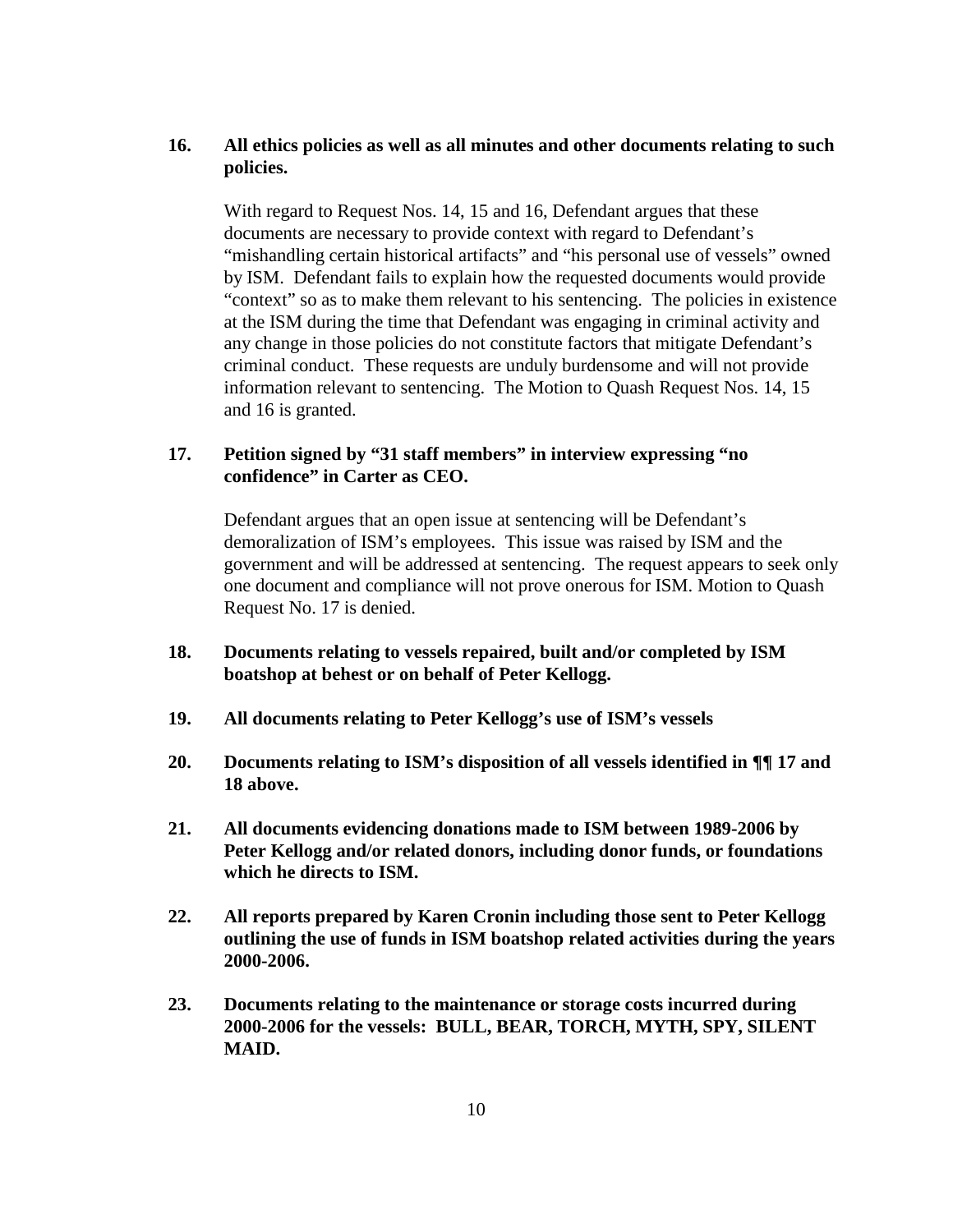**16. All ethics policies as well as all minutes and other documents relating to such policies.**

With regard to Request Nos. 14, 15 and 16, Defendant argues that these documents are necessary to provide context with regard to Defendant's "mishandling certain historical artifacts" and "his personal use of vessels" owned by ISM. Defendant fails to explain how the requested documents would provide "context" so as to make them relevant to his sentencing. The policies in existence at the ISM during the time that Defendant was engaging in criminal activity and any change in those policies do not constitute factors that mitigate Defendant's criminal conduct. These requests are unduly burdensome and will not provide information relevant to sentencing. The Motion to Quash Request Nos. 14, 15 and 16 is granted.

**17. Petition signed by "31 staff members" in interview expressing "no confidence" in Carter as CEO.**

Defendant argues that an open issue at sentencing will be Defendant's demoralization of ISM's employees. This issue was raised by ISM and the government and will be addressed at sentencing. The request appears to seek only one document and compliance will not prove onerous for ISM. Motion to Quash Request No. 17 is denied.

**18. Documents relating to vessels repaired, built and/or completed by ISM boatshop at behest or on behalf of Peter Kellogg.**

**19. All documents relating to Peter Kellogg's use of ISM's vessels**

**20. Documents relating to ISM's disposition of all vessels identified in ¶¶ 17 and 18 above.**

**21. All documents evidencing donations made to ISM between 1989-2006 by Peter Kellogg and/or related donors, including donor funds, or foundations which he directs to ISM.**

**22. All reports prepared by Karen Cronin including those sent to Peter Kellogg outlining the use of funds in ISM boatshop related activities during the years 2000-2006.**

**23. Documents relating to the maintenance or storage costs incurred during 2000-2006 for the vessels: BULL, BEAR, TORCH, MYTH, SPY, SILENT MAID.**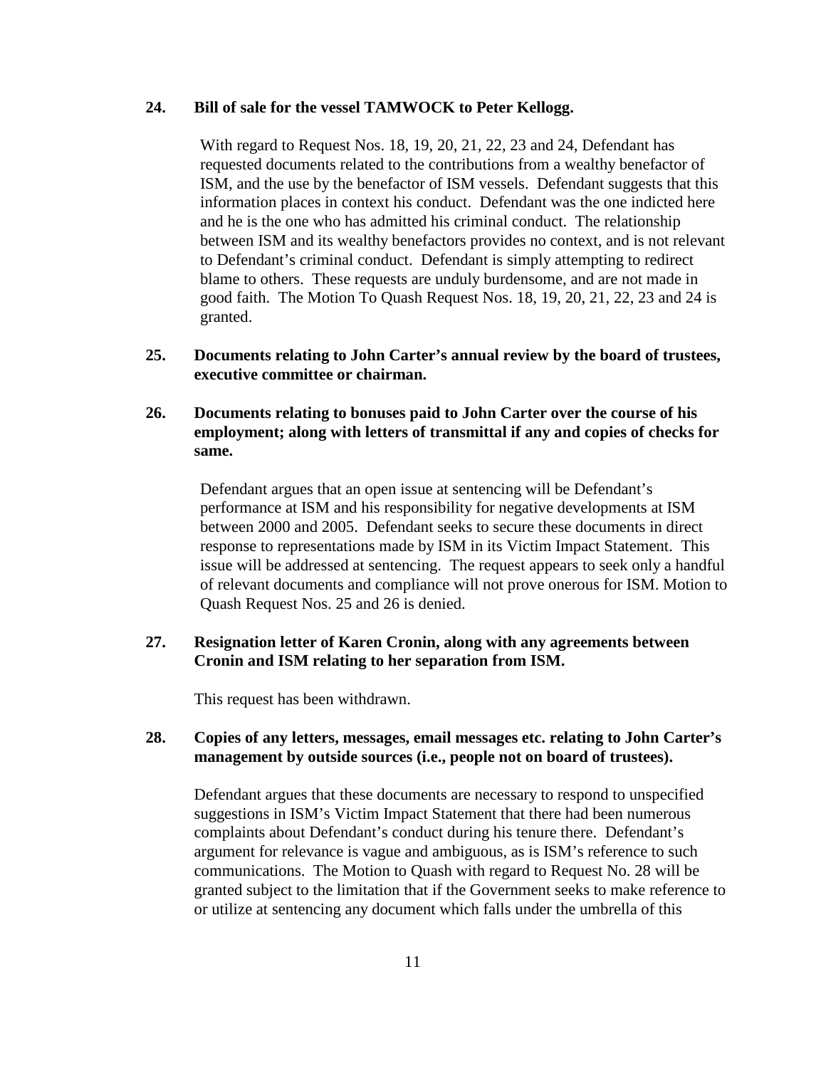**24. Bill of sale for the vessel TAMWOCK to Peter Kellogg.**

With regard to Request Nos. 18, 19, 20, 21, 22, 23 and 24, Defendant has requested documents related to the contributions from a wealthy benefactor of ISM, and the use by the benefactor of ISM vessels. Defendant suggests that this information places in context his conduct. Defendant was the one indicted here and he is the one who has admitted his criminal conduct. The relationship between ISM and its wealthy benefactors provides no context, and is not relevant to Defendant's criminal conduct. Defendant is simply attempting to redirect blame to others. These requests are unduly burdensome, and are not made in good faith. The Motion To Quash Request Nos. 18, 19, 20, 21, 22, 23 and 24 is granted.

**25. Documents relating to John Carter's annual review by the board of trustees, executive committee or chairman.**

**26. Documents relating to bonuses paid to John Carter over the course of his employment; along with letters of transmittal if any and copies of checks for same.**

Defendant argues that an open issue at sentencing will be Defendant's performance at ISM and his responsibility for negative developments at ISM between 2000 and 2005. Defendant seeks to secure these documents in direct response to representations made by ISM in its Victim Impact Statement. This issue will be addressed at sentencing. The request appears to seek only a handful of relevant documents and compliance will not prove onerous for ISM. Motion to Quash Request Nos. 25 and 26 is denied.

**27. Resignation letter of Karen Cronin, along with any agreements between Cronin and ISM relating to her separation from ISM.**

This request has been withdrawn.

**28. Copies of any letters, messages, email messages etc. relating to John Carter's management by outside sources (i.e., people not on board of trustees).**

Defendant argues that these documents are necessary to respond to unspecified suggestions in ISM's Victim Impact Statement that there had been numerous complaints about Defendant's conduct during his tenure there. Defendant's argument for relevance is vague and ambiguous, as is ISM's reference to such communications. The Motion to Quash with regard to Request No. 28 will be granted subject to the limitation that if the Government seeks to make reference to or utilize at sentencing any document which falls under the umbrella of this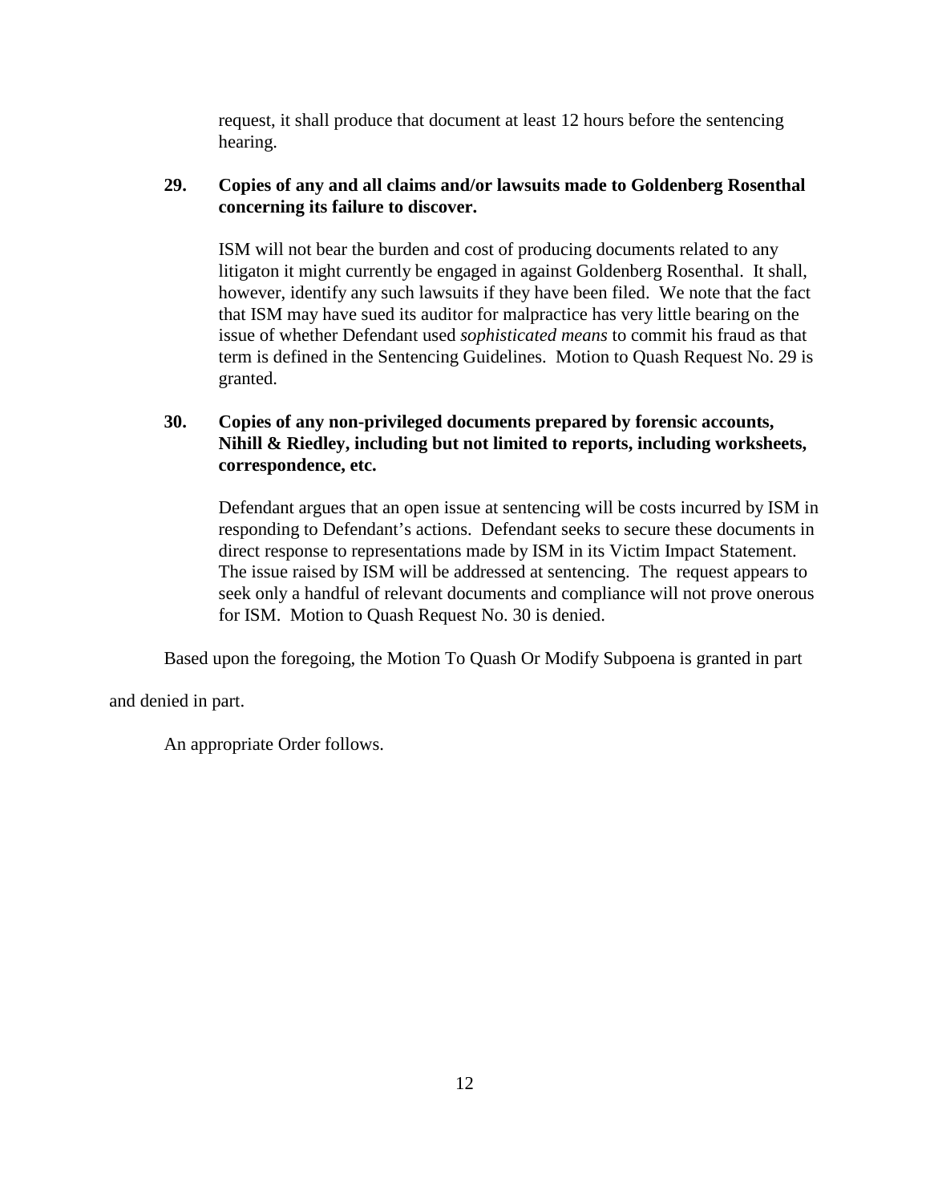request, it shall produce that document at least 12 hours before the sentencing hearing.

**29. Copies of any and all claims and/or lawsuits made to Goldenberg Rosenthal concerning its failure to discover.**

ISM will not bear the burden and cost of producing documents related to any litigaton it might currently be engaged in against Goldenberg Rosenthal. It shall, however, identify any such lawsuits if they have been filed. We note that the fact that ISM may have sued its auditor for malpractice has very little bearing on the issue of whether Defendant used *sophisticated means* to commit his fraud as that term is defined in the Sentencing Guidelines. Motion to Quash Request No. 29 is granted.

**30. Copies of any non-privileged documents prepared by forensic accounts, Nihill & Riedley, including but not limited to reports, including worksheets, correspondence, etc.**

Defendant argues that an open issue at sentencing will be costs incurred by ISM in responding to Defendant's actions. Defendant seeks to secure these documents in direct response to representations made by ISM in its Victim Impact Statement. The issue raised by ISM will be addressed at sentencing. The request appears to seek only a handful of relevant documents and compliance will not prove onerous for ISM. Motion to Quash Request No. 30 is denied.

Based upon the foregoing, the Motion To Quash Or Modify Subpoena is granted in part and denied in part.

An appropriate Order follows.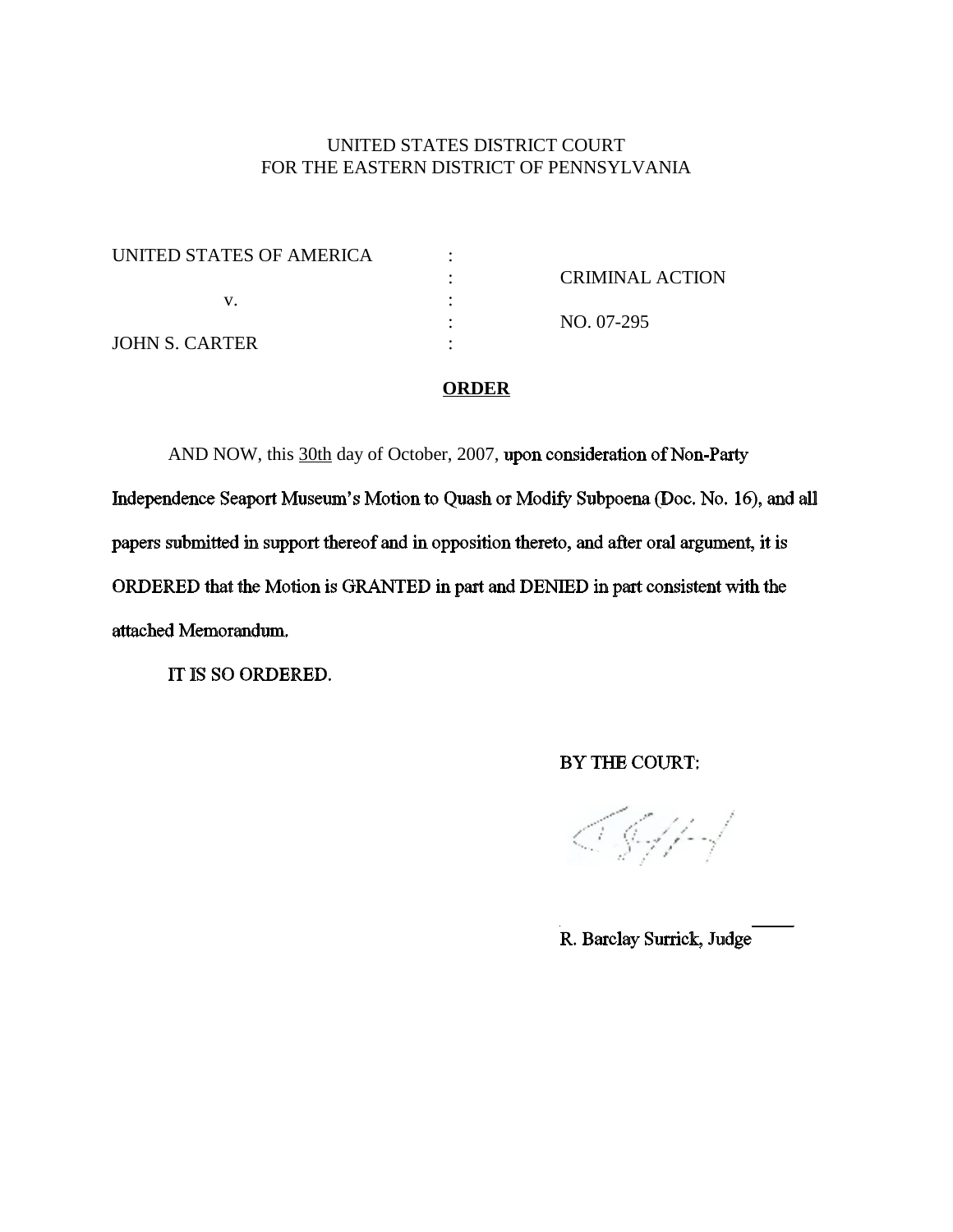UNITED STATES DISTRICT COURT
FOR THE EASTERN DISTRICT OF PENNSYLVANIA

| | | |
|---|---|---|
| UNITED STATES OF AMERICA | : | |
| | : | CRIMINAL ACTION |
| v. | : | |
| | : | NO. 07-295 |
| JOHN S. CARTER | : | |

**ORDER**

AND NOW, this 30th day of October, 2007, upon consideration of Non-Party Independence Seaport Museum's Motion to Quash or Modify Subpoena (Doc. No. 16), and all papers submitted in support thereof and in opposition thereto, and after oral argument, it is ORDERED that the Motion is GRANTED in part and DENIED in part consistent with the attached Memorandum.

IT IS SO ORDERED.

BY THE COURT:

R. Barclay Surrick, Judge